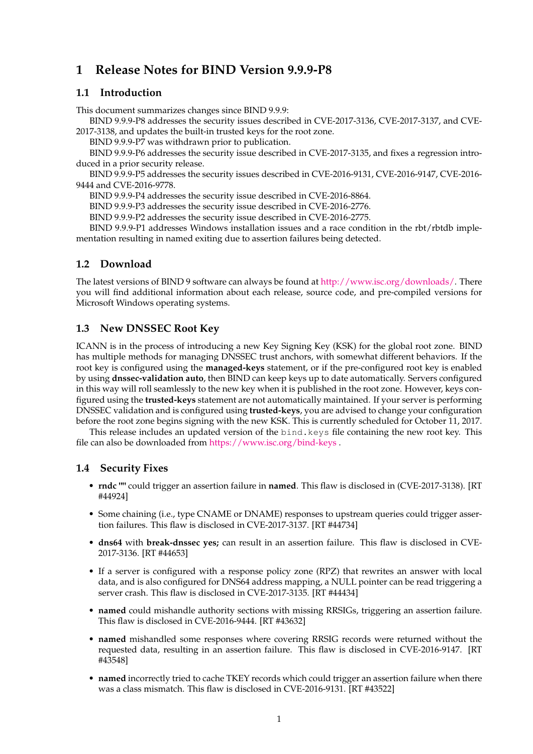# 1 Release Notes for BIND Version 9.9.9-P8

## 1.1 Introduction

This document summarizes changes since BIND 9.9.9:

BIND 9.9.9-P8 addresses the security issues described in CVE-2017-3136, CVE-2017-3137, and CVE-2017-3138, and updates the built-in trusted keys for the root zone.

BIND 9.9.9-P7 was withdrawn prior to publication.

BIND 9.9.9-P6 addresses the security issue described in CVE-2017-3135, and fixes a regression introduced in a prior security release.

BIND 9.9.9-P5 addresses the security issues described in CVE-2016-9131, CVE-2016-9147, CVE-2016-9444 and CVE-2016-9778.

BIND 9.9.9-P4 addresses the security issue described in CVE-2016-8864.

BIND 9.9.9-P3 addresses the security issue described in CVE-2016-2776.

BIND 9.9.9-P2 addresses the security issue described in CVE-2016-2775.

BIND 9.9.9-P1 addresses Windows installation issues and a race condition in the rbt/rbtdb implementation resulting in named exiting due to assertion failures being detected.

## 1.2 Download

The latest versions of BIND 9 software can always be found at http://www.isc.org/downloads/. There you will find additional information about each release, source code, and pre-compiled versions for Microsoft Windows operating systems.

## 1.3 New DNSSEC Root Key

ICANN is in the process of introducing a new Key Signing Key (KSK) for the global root zone. BIND has multiple methods for managing DNSSEC trust anchors, with somewhat different behaviors. If the root key is configured using the **managed-keys** statement, or if the pre-configured root key is enabled by using **dnssec-validation auto**, then BIND can keep keys up to date automatically. Servers configured in this way will roll seamlessly to the new key when it is published in the root zone. However, keys configured using the **trusted-keys** statement are not automatically maintained. If your server is performing DNSSEC validation and is configured using **trusted-keys**, you are advised to change your configuration before the root zone begins signing with the new KSK. This is currently scheduled for October 11, 2017.

This release includes an updated version of the `bind.keys` file containing the new root key. This file can also be downloaded from https://www.isc.org/bind-keys .

## 1.4 Security Fixes

- **rndc ""** could trigger an assertion failure in **named**. This flaw is disclosed in (CVE-2017-3138). [RT #44924]
- Some chaining (i.e., type CNAME or DNAME) responses to upstream queries could trigger assertion failures. This flaw is disclosed in CVE-2017-3137. [RT #44734]
- **dns64** with **break-dnssec yes;** can result in an assertion failure. This flaw is disclosed in CVE-2017-3136. [RT #44653]
- If a server is configured with a response policy zone (RPZ) that rewrites an answer with local data, and is also configured for DNS64 address mapping, a NULL pointer can be read triggering a server crash. This flaw is disclosed in CVE-2017-3135. [RT #44434]
- **named** could mishandle authority sections with missing RRSIGs, triggering an assertion failure. This flaw is disclosed in CVE-2016-9444. [RT #43632]
- **named** mishandled some responses where covering RRSIG records were returned without the requested data, resulting in an assertion failure. This flaw is disclosed in CVE-2016-9147. [RT #43548]
- **named** incorrectly tried to cache TKEY records which could trigger an assertion failure when there was a class mismatch. This flaw is disclosed in CVE-2016-9131. [RT #43522]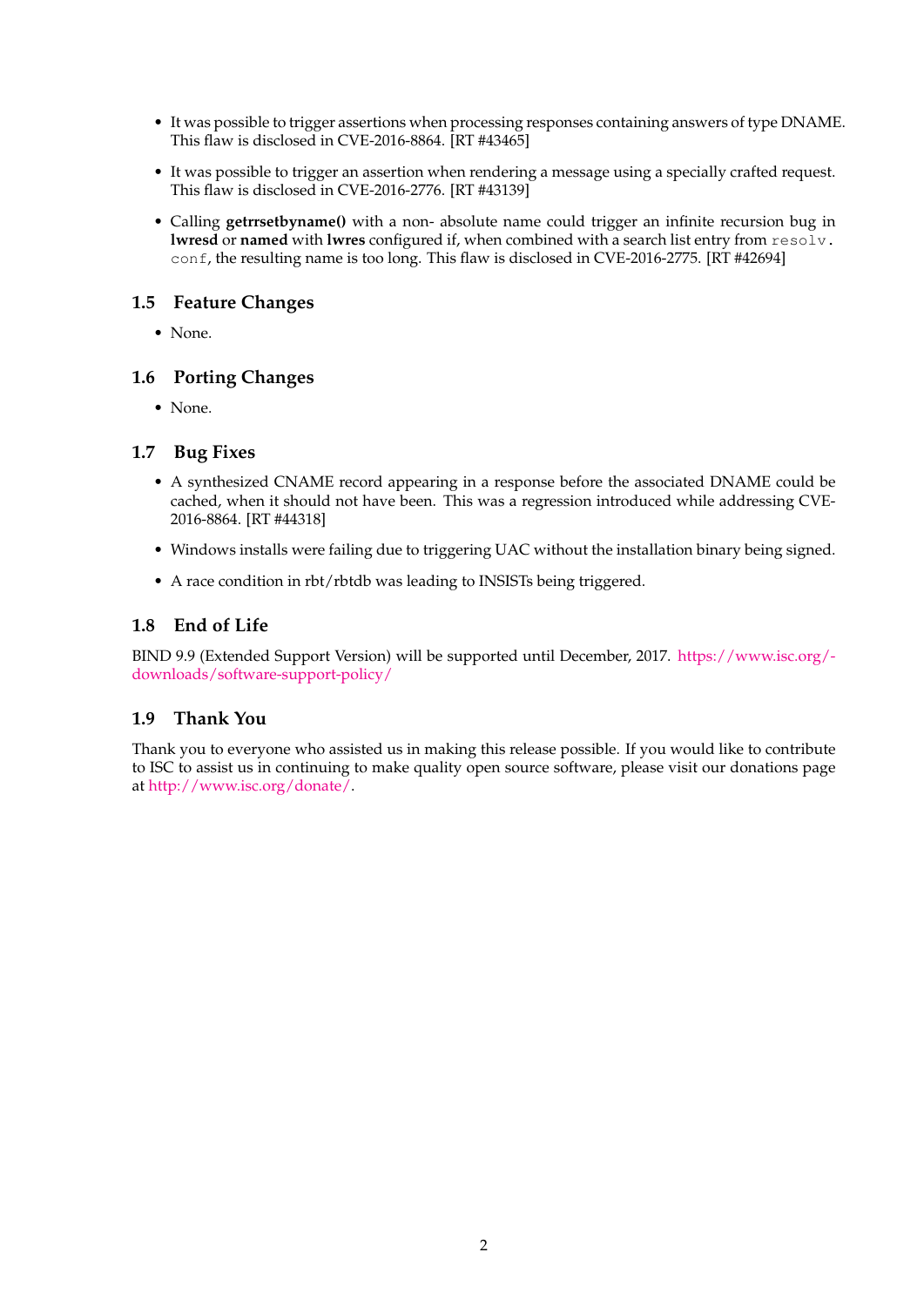- It was possible to trigger assertions when processing responses containing answers of type DNAME. This flaw is disclosed in CVE-2016-8864. [RT #43465]
- It was possible to trigger an assertion when rendering a message using a specially crafted request. This flaw is disclosed in CVE-2016-2776. [RT #43139]
- Calling **getrrsetbyname()** with a non- absolute name could trigger an infinite recursion bug in **lwresd** or **named** with **lwres** configured if, when combined with a search list entry from `resolv.conf`, the resulting name is too long. This flaw is disclosed in CVE-2016-2775. [RT #42694]

## 1.5 Feature Changes

- None.

## 1.6 Porting Changes

- None.

## 1.7 Bug Fixes

- A synthesized CNAME record appearing in a response before the associated DNAME could be cached, when it should not have been. This was a regression introduced while addressing CVE-2016-8864. [RT #44318]
- Windows installs were failing due to triggering UAC without the installation binary being signed.
- A race condition in rbt/rbtdb was leading to INSISTs being triggered.

## 1.8 End of Life

BIND 9.9 (Extended Support Version) will be supported until December, 2017. https://www.isc.org/downloads/software-support-policy/

## 1.9 Thank You

Thank you to everyone who assisted us in making this release possible. If you would like to contribute to ISC to assist us in continuing to make quality open source software, please visit our donations page at http://www.isc.org/donate/.